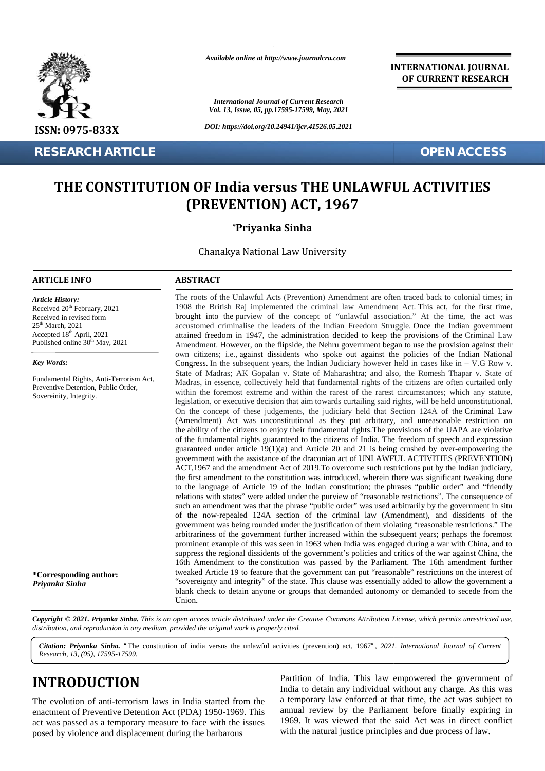Available online at http://www.journalcra.com

INTERNATIONAL JOURNAL OF CURRENT RESEARCH

ISSN: 0975-833X

DOI: https://doi.org/10.24941/ijcr.41526.05.2021

RESEARCH ARTICLE

OPEN ACCESS

# THE CONSTITUTION OF India versus THE UNLAWFUL ACTIVITIES (PREVENTION) ACT, 1967

**\*Priyanka Sinha**

Chanakya National Law University

## ARTICLE INFO

*Article History:*

Received 20th February, 2021
Received in revised form 25th March, 2021
Accepted 18th April, 2021
Published online 30th May, 2021

*Key Words:*

Fundamental Rights, Anti-Terrorism Act, Preventive Detention, Public Order, Sovereinity, Integrity.

**\*Corresponding author:** ***Priyanka Sinha***

## ABSTRACT

The roots of the Unlawful Acts (Prevention) Amendment are often traced back to colonial times; in 1908 the British Raj implemented the criminal law Amendment Act. This act, for the first time, brought into the purview of the concept of "unlawful association." At the time, the act was accustomed criminalise the leaders of the Indian Freedom Struggle. Once the Indian government attained freedom in 1947, the administration decided to keep the provisions of the Criminal Law Amendment. However, on the flipside, the Nehru government began to use the provision against their own citizens; i.e., against dissidents who spoke out against the policies of the Indian National Congress. In the subsequent years, the Indian Judiciary however held in cases like in – V.G Row v. State of Madras; AK Gopalan v. State of Maharashtra; and also, the Romesh Thapar v. State of Madras, in essence, collectively held that fundamental rights of the citizens are often curtailed only within the foremost extreme and within the rarest of the rarest circumstances; which any statute, legislation, or executive decision that aim towards curtailing said rights, will be held unconstitutional. On the concept of these judgements, the judiciary held that Section 124A of the Criminal Law (Amendment) Act was unconstitutional as they put arbitrary, and unreasonable restriction on the ability of the citizens to enjoy their fundamental rights.The provisions of the UAPA are violative of the fundamental rights guaranteed to the citizens of India. The freedom of speech and expression guaranteed under article 19(1)(a) and Article 20 and 21 is being crushed by over-empowering the government with the assistance of the draconian act of UNLAWFUL ACTIVITIES (PREVENTION) ACT,1967 and the amendment Act of 2019.To overcome such restrictions put by the Indian judiciary, the first amendment to the constitution was introduced, wherein there was significant tweaking done to the language of Article 19 of the Indian constitution; the phrases "public order" and "friendly relations with states" were added under the purview of "reasonable restrictions". The consequence of such an amendment was that the phrase "public order" was used arbitrarily by the government in situ of the now-repealed 124A section of the criminal law (Amendment), and dissidents of the government was being rounded under the justification of them violating "reasonable restrictions." The arbitrariness of the government further increased within the subsequent years; perhaps the foremost prominent example of this was seen in 1963 when India was engaged during a war with China, and to suppress the regional dissidents of the government's policies and critics of the war against China, the 16th Amendment to the constitution was passed by the Parliament. The 16th amendment further tweaked Article 19 to feature that the government can put "reasonable" restrictions on the interest of "sovereignty and integrity" of the state. This clause was essentially added to allow the government a blank check to detain anyone or groups that demanded autonomy or demanded to secede from the Union.

*Copyright © 2021. **Priyanka Sinha.** This is an open access article distributed under the Creative Commons Attribution License, which permits unrestricted use, distribution, and reproduction in any medium, provided the original work is properly cited.*

***Citation: Priyanka Sinha.*** "The constitution of india versus the unlawful activities (prevention) act, 1967"*, 2021. International Journal of Current Research, 13, (05), 17595-17599.*

# INTRODUCTION

The evolution of anti-terrorism laws in India started from the enactment of Preventive Detention Act (PDA) 1950-1969. This act was passed as a temporary measure to face with the issues posed by violence and displacement during the barbarous Partition of India. This law empowered the government of India to detain any individual without any charge. As this was a temporary law enforced at that time, the act was subject to annual review by the Parliament before finally expiring in 1969. It was viewed that the said Act was in direct conflict with the natural justice principles and due process of law.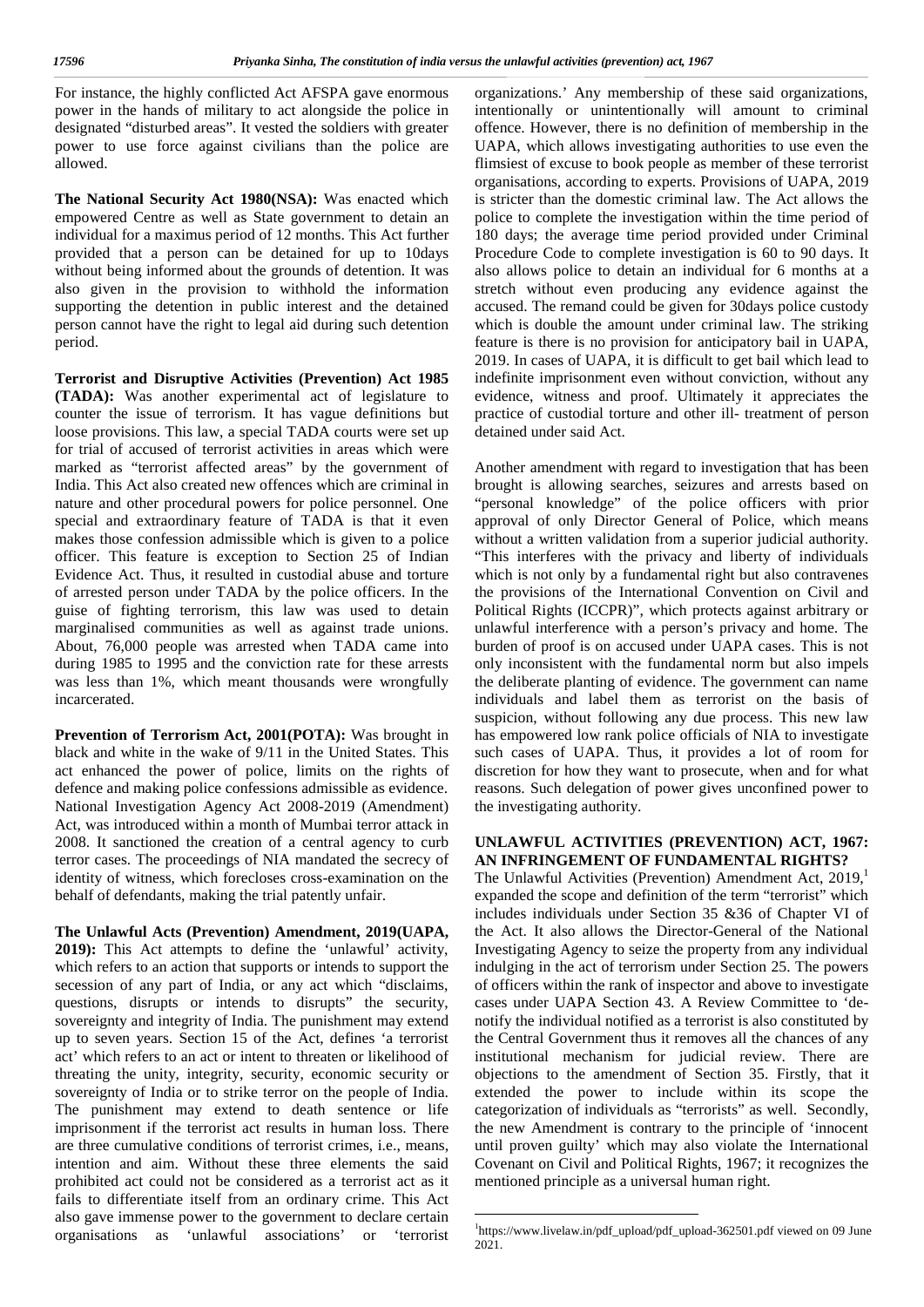For instance, the highly conflicted Act AFSPA gave enormous power in the hands of military to act alongside the police in designated "disturbed areas". It vested the soldiers with greater power to use force against civilians than the police are allowed.

**The National Security Act 1980(NSA):** Was enacted which empowered Centre as well as State government to detain an individual for a maximus period of 12 months. This Act further provided that a person can be detained for up to 10days without being informed about the grounds of detention. It was also given in the provision to withhold the information supporting the detention in public interest and the detained person cannot have the right to legal aid during such detention period.

**Terrorist and Disruptive Activities (Prevention) Act 1985 (TADA):** Was another experimental act of legislature to counter the issue of terrorism. It has vague definitions but loose provisions. This law, a special TADA courts were set up for trial of accused of terrorist activities in areas which were marked as "terrorist affected areas" by the government of India. This Act also created new offences which are criminal in nature and other procedural powers for police personnel. One special and extraordinary feature of TADA is that it even makes those confession admissible which is given to a police officer. This feature is exception to Section 25 of Indian Evidence Act. Thus, it resulted in custodial abuse and torture of arrested person under TADA by the police officers. In the guise of fighting terrorism, this law was used to detain marginalised communities as well as against trade unions. About, 76,000 people was arrested when TADA came into during 1985 to 1995 and the conviction rate for these arrests was less than 1%, which meant thousands were wrongfully incarcerated.

**Prevention of Terrorism Act, 2001(POTA):** Was brought in black and white in the wake of 9/11 in the United States. This act enhanced the power of police, limits on the rights of defence and making police confessions admissible as evidence. National Investigation Agency Act 2008-2019 (Amendment) Act, was introduced within a month of Mumbai terror attack in 2008. It sanctioned the creation of a central agency to curb terror cases. The proceedings of NIA mandated the secrecy of identity of witness, which forecloses cross-examination on the behalf of defendants, making the trial patently unfair.

**The Unlawful Acts (Prevention) Amendment, 2019(UAPA, 2019):** This Act attempts to define the 'unlawful' activity, which refers to an action that supports or intends to support the secession of any part of India, or any act which "disclaims, questions, disrupts or intends to disrupts" the security, sovereignty and integrity of India. The punishment may extend up to seven years. Section 15 of the Act, defines 'a terrorist act' which refers to an act or intent to threaten or likelihood of threating the unity, integrity, security, economic security or sovereignty of India or to strike terror on the people of India. The punishment may extend to death sentence or life imprisonment if the terrorist act results in human loss. There are three cumulative conditions of terrorist crimes, i.e., means, intention and aim. Without these three elements the said prohibited act could not be considered as a terrorist act as it fails to differentiate itself from an ordinary crime. This Act also gave immense power to the government to declare certain organisations as 'unlawful associations' or 'terrorist organizations.' Any membership of these said organizations, intentionally or unintentionally will amount to criminal offence. However, there is no definition of membership in the UAPA, which allows investigating authorities to use even the flimsiest of excuse to book people as member of these terrorist organisations, according to experts. Provisions of UAPA, 2019 is stricter than the domestic criminal law. The Act allows the police to complete the investigation within the time period of 180 days; the average time period provided under Criminal Procedure Code to complete investigation is 60 to 90 days. It also allows police to detain an individual for 6 months at a stretch without even producing any evidence against the accused. The remand could be given for 30days police custody which is double the amount under criminal law. The striking feature is there is no provision for anticipatory bail in UAPA, 2019. In cases of UAPA, it is difficult to get bail which lead to indefinite imprisonment even without conviction, without any evidence, witness and proof. Ultimately it appreciates the practice of custodial torture and other ill- treatment of person detained under said Act.

Another amendment with regard to investigation that has been brought is allowing searches, seizures and arrests based on "personal knowledge" of the police officers with prior approval of only Director General of Police, which means without a written validation from a superior judicial authority. "This interferes with the privacy and liberty of individuals which is not only by a fundamental right but also contravenes the provisions of the International Convention on Civil and Political Rights (ICCPR)", which protects against arbitrary or unlawful interference with a person's privacy and home. The burden of proof is on accused under UAPA cases. This is not only inconsistent with the fundamental norm but also impels the deliberate planting of evidence. The government can name individuals and label them as terrorist on the basis of suspicion, without following any due process. This new law has empowered low rank police officials of NIA to investigate such cases of UAPA. Thus, it provides a lot of room for discretion for how they want to prosecute, when and for what reasons. Such delegation of power gives unconfined power to the investigating authority.

## UNLAWFUL ACTIVITIES (PREVENTION) ACT, 1967: AN INFRINGEMENT OF FUNDAMENTAL RIGHTS?

The Unlawful Activities (Prevention) Amendment Act, 2019,[1] expanded the scope and definition of the term "terrorist" which includes individuals under Section 35 &36 of Chapter VI of the Act. It also allows the Director-General of the National Investigating Agency to seize the property from any individual indulging in the act of terrorism under Section 25. The powers of officers within the rank of inspector and above to investigate cases under UAPA Section 43. A Review Committee to 'de-notify the individual notified as a terrorist is also constituted by the Central Government thus it removes all the chances of any institutional mechanism for judicial review. There are objections to the amendment of Section 35. Firstly, that it extended the power to include within its scope the categorization of individuals as "terrorists" as well. Secondly, the new Amendment is contrary to the principle of 'innocent until proven guilty' which may also violate the International Covenant on Civil and Political Rights, 1967; it recognizes the mentioned principle as a universal human right.

[1]https://www.livelaw.in/pdf_upload/pdf_upload-362501.pdf viewed on 09 June 2021.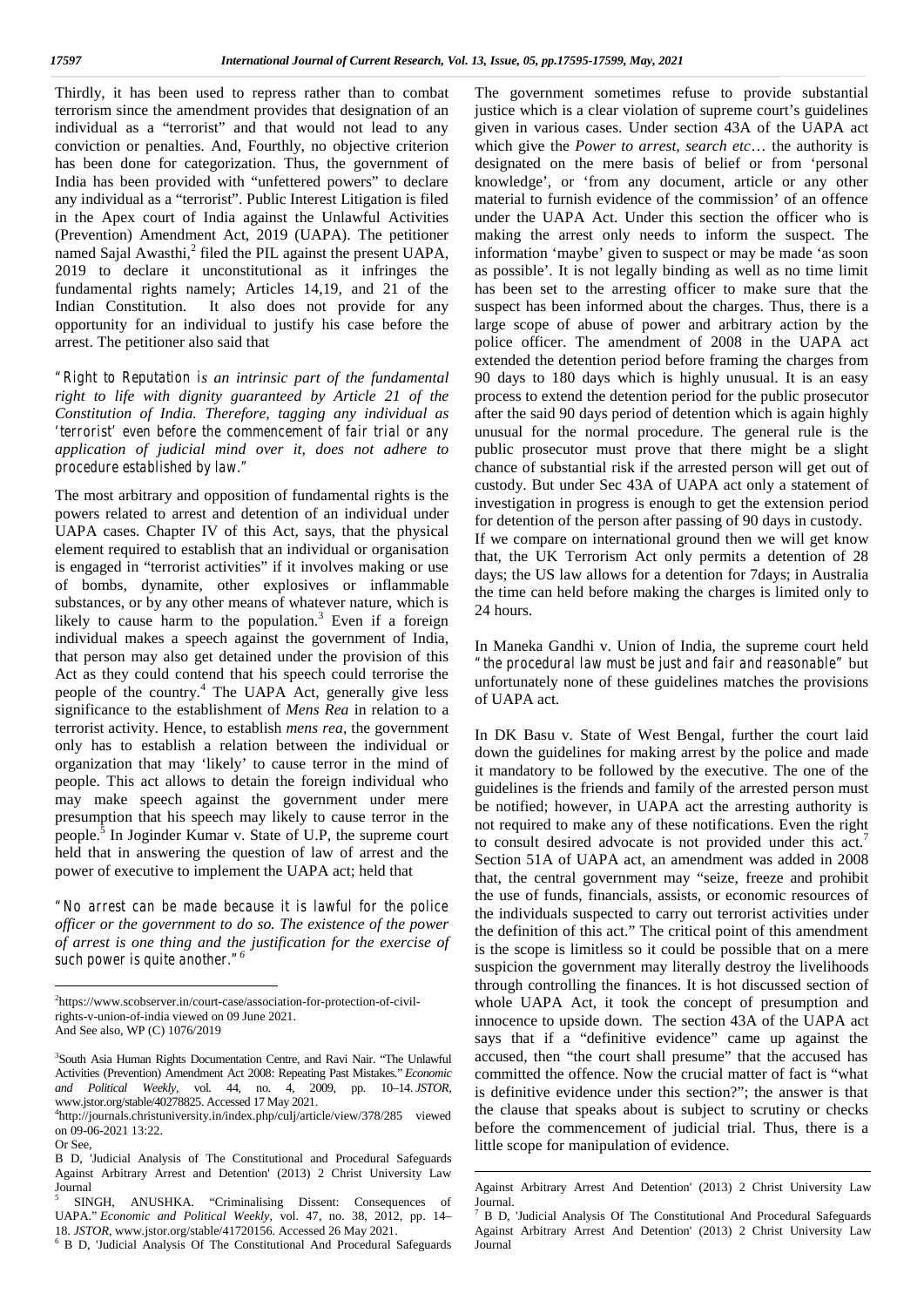Thirdly, it has been used to repress rather than to combat terrorism since the amendment provides that designation of an individual as a "terrorist" and that would not lead to any conviction or penalties. And, Fourthly, no objective criterion has been done for categorization. Thus, the government of India has been provided with "unfettered powers" to declare any individual as a "terrorist". Public Interest Litigation is filed in the Apex court of India against the Unlawful Activities (Prevention) Amendment Act, 2019 (UAPA). The petitioner named Sajal Awasthi,[2] filed the PIL against the present UAPA, 2019 to declare it unconstitutional as it infringes the fundamental rights namely; Articles 14,19, and 21 of the Indian Constitution. It also does not provide for any opportunity for an individual to justify his case before the arrest. The petitioner also said that

> "Right to Reputation is *an intrinsic part of the fundamental right to life with dignity guaranteed by Article 21 of the Constitution of India. Therefore, tagging any individual as* 'terrorist' even before the commencement of fair trial or any *application of judicial mind over it, does not adhere to* procedure established by law."

The most arbitrary and opposition of fundamental rights is the powers related to arrest and detention of an individual under UAPA cases. Chapter IV of this Act, says, that the physical element required to establish that an individual or organisation is engaged in "terrorist activities" if it involves making or use of bombs, dynamite, other explosives or inflammable substances, or by any other means of whatever nature, which is likely to cause harm to the population.[3] Even if a foreign individual makes a speech against the government of India, that person may also get detained under the provision of this Act as they could contend that his speech could terrorise the people of the country.[4] The UAPA Act, generally give less significance to the establishment of *Mens Rea* in relation to a terrorist activity. Hence, to establish *mens rea*, the government only has to establish a relation between the individual or organization that may 'likely' to cause terror in the mind of people. This act allows to detain the foreign individual who may make speech against the government under mere presumption that his speech may likely to cause terror in the people.[5] In Joginder Kumar v. State of U.P, the supreme court held that in answering the question of law of arrest and the power of executive to implement the UAPA act; held that

> "No arrest can be made because it is lawful for the police *officer or the government to do so. The existence of the power of arrest is one thing and the justification for the exercise of* such power is quite another."[6]

The government sometimes refuse to provide substantial justice which is a clear violation of supreme court's guidelines given in various cases. Under section 43A of the UAPA act which give the *Power to arrest, search etc*… the authority is designated on the mere basis of belief or from 'personal knowledge', or 'from any document, article or any other material to furnish evidence of the commission' of an offence under the UAPA Act. Under this section the officer who is making the arrest only needs to inform the suspect. The information 'maybe' given to suspect or may be made 'as soon as possible'. It is not legally binding as well as no time limit has been set to the arresting officer to make sure that the suspect has been informed about the charges. Thus, there is a large scope of abuse of power and arbitrary action by the police officer. The amendment of 2008 in the UAPA act extended the detention period before framing the charges from 90 days to 180 days which is highly unusual. It is an easy process to extend the detention period for the public prosecutor after the said 90 days period of detention which is again highly unusual for the normal procedure. The general rule is the public prosecutor must prove that there might be a slight chance of substantial risk if the arrested person will get out of custody. But under Sec 43A of UAPA act only a statement of investigation in progress is enough to get the extension period for detention of the person after passing of 90 days in custody.

If we compare on international ground then we will get know that, the UK Terrorism Act only permits a detention of 28 days; the US law allows for a detention for 7days; in Australia the time can held before making the charges is limited only to 24 hours.

In Maneka Gandhi v. Union of India, the supreme court held "the procedural law must be just and fair and reasonable" but unfortunately none of these guidelines matches the provisions of UAPA act.

In DK Basu v. State of West Bengal, further the court laid down the guidelines for making arrest by the police and made it mandatory to be followed by the executive. The one of the guidelines is the friends and family of the arrested person must be notified; however, in UAPA act the arresting authority is not required to make any of these notifications. Even the right to consult desired advocate is not provided under this act.[7] Section 51A of UAPA act, an amendment was added in 2008 that, the central government may "seize, freeze and prohibit the use of funds, financials, assists, or economic resources of the individuals suspected to carry out terrorist activities under the definition of this act." The critical point of this amendment is the scope is limitless so it could be possible that on a mere suspicion the government may literally destroy the livelihoods through controlling the finances. It is hot discussed section of whole UAPA Act, it took the concept of presumption and innocence to upside down. The section 43A of the UAPA act says that if a "definitive evidence" came up against the accused, then "the court shall presume" that the accused has committed the offence. Now the crucial matter of fact is "what is definitive evidence under this section?"; the answer is that the clause that speaks about is subject to scrutiny or checks before the commencement of judicial trial. Thus, there is a little scope for manipulation of evidence.

---

[2] https://www.scobserver.in/court-case/association-for-protection-of-civil-rights-v-union-of-india viewed on 09 June 2021.
And See also, WP (C) 1076/2019

[3] South Asia Human Rights Documentation Centre, and Ravi Nair. "The Unlawful Activities (Prevention) Amendment Act 2008: Repeating Past Mistakes." *Economic and Political Weekly*, vol. 44, no. 4, 2009, pp. 10–14. *JSTOR*, www.jstor.org/stable/40278825. Accessed 17 May 2021.

[4] http://journals.christuniversity.in/index.php/culj/article/view/378/285 viewed on 09-06-2021 13:22.
Or See,
B D, 'Judicial Analysis of The Constitutional and Procedural Safeguards Against Arbitrary Arrest and Detention' (2013) 2 Christ University Law Journal

[5] SINGH, ANUSHKA. "Criminalising Dissent: Consequences of UAPA." *Economic and Political Weekly*, vol. 47, no. 38, 2012, pp. 14–18. *JSTOR*, www.jstor.org/stable/41720156. Accessed 26 May 2021.

[6] B D, 'Judicial Analysis Of The Constitutional And Procedural Safeguards Against Arbitrary Arrest And Detention' (2013) 2 Christ University Law Journal.

[7] B D, 'Judicial Analysis Of The Constitutional And Procedural Safeguards Against Arbitrary Arrest And Detention' (2013) 2 Christ University Law Journal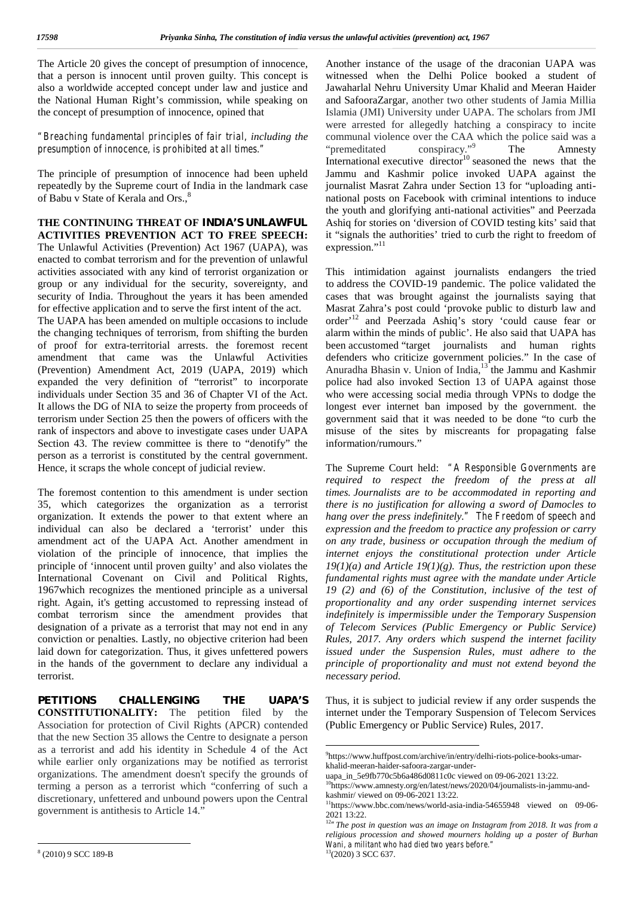The Article 20 gives the concept of presumption of innocence, that a person is innocent until proven guilty. This concept is also a worldwide accepted concept under law and justice and the National Human Right's commission, while speaking on the concept of presumption of innocence, opined that

*"Breaching fundamental principles of fair trial, including the presumption of innocence, is prohibited at all times."*

The principle of presumption of innocence had been upheld repeatedly by the Supreme court of India in the landmark case of Babu v State of Kerala and Ors.,[8]

**THE CONTINUING THREAT OF INDIA'S UNLAWFUL ACTIVITIES PREVENTION ACT TO FREE SPEECH:** The Unlawful Activities (Prevention) Act 1967 (UAPA), was enacted to combat terrorism and for the prevention of unlawful activities associated with any kind of terrorist organization or group or any individual for the security, sovereignty, and security of India. Throughout the years it has been amended for effective application and to serve the first intent of the act.

The UAPA has been amended on multiple occasions to include the changing techniques of terrorism, from shifting the burden of proof for extra-territorial arrests. the foremost recent amendment that came was the Unlawful Activities (Prevention) Amendment Act, 2019 (UAPA, 2019) which expanded the very definition of "terrorist" to incorporate individuals under Section 35 and 36 of Chapter VI of the Act. It allows the DG of NIA to seize the property from proceeds of terrorism under Section 25 then the powers of officers with the rank of inspectors and above to investigate cases under UAPA Section 43. The review committee is there to "denotify" the person as a terrorist is constituted by the central government. Hence, it scraps the whole concept of judicial review.

The foremost contention to this amendment is under section 35, which categorizes the organization as a terrorist organization. It extends the power to that extent where an individual can also be declared a 'terrorist' under this amendment act of the UAPA Act. Another amendment in violation of the principle of innocence, that implies the principle of 'innocent until proven guilty' and also violates the International Covenant on Civil and Political Rights, 1967which recognizes the mentioned principle as a universal right. Again, it's getting accustomed to repressing instead of combat terrorism since the amendment provides that designation of a private as a terrorist that may not end in any conviction or penalties. Lastly, no objective criterion had been laid down for categorization. Thus, it gives unfettered powers in the hands of the government to declare any individual a terrorist.

**PETITIONS CHALLENGING THE UAPA'S CONSTITUTIONALITY:** The petition filed by the Association for protection of Civil Rights (APCR) contended that the new Section 35 allows the Centre to designate a person as a terrorist and add his identity in Schedule 4 of the Act while earlier only organizations may be notified as terrorist organizations. The amendment doesn't specify the grounds of terming a person as a terrorist which "conferring of such a discretionary, unfettered and unbound powers upon the Central government is antithesis to Article 14."

Another instance of the usage of the draconian UAPA was witnessed when the Delhi Police booked a student of Jawaharlal Nehru University Umar Khalid and Meeran Haider and SafooraZargar, another two other students of Jamia Millia Islamia (JMI) University under UAPA. The scholars from JMI were arrested for allegedly hatching a conspiracy to incite communal violence over the CAA which the police said was a "premeditated conspiracy."[9] The Amnesty International executive director[10] seasoned the news that the Jammu and Kashmir police invoked UAPA against the journalist Masrat Zahra under Section 13 for "uploading anti-national posts on Facebook with criminal intentions to induce the youth and glorifying anti-national activities" and Peerzada Ashiq for stories on 'diversion of COVID testing kits' said that it "signals the authorities' tried to curb the right to freedom of expression."[11]

This intimidation against journalists endangers the tried to address the COVID-19 pandemic. The police validated the cases that was brought against the journalists saying that Masrat Zahra's post could 'provoke public to disturb law and order'[12] and Peerzada Ashiq's story 'could cause fear or alarm within the minds of public'. He also said that UAPA has been accustomed "target journalists and human rights defenders who criticize government policies." In the case of Anuradha Bhasin v. Union of India,[13] the Jammu and Kashmir police had also invoked Section 13 of UAPA against those who were accessing social media through VPNs to dodge the longest ever internet ban imposed by the government. the government said that it was needed to be done "to curb the misuse of the sites by miscreants for propagating false information/rumours."

The Supreme Court held: *"A Responsible Governments are required to respect the freedom of the press at all times. Journalists are to be accommodated in reporting and there is no justification for allowing a sword of Damocles to hang over the press indefinitely." The Freedom of speech and expression and the freedom to practice any profession or carry on any trade, business or occupation through the medium of internet enjoys the constitutional protection under Article 19(1)(a) and Article 19(1)(g). Thus, the restriction upon these fundamental rights must agree with the mandate under Article 19 (2) and (6) of the Constitution, inclusive of the test of proportionality and any order suspending internet services indefinitely is impermissible under the Temporary Suspension of Telecom Services (Public Emergency or Public Service) Rules, 2017. Any orders which suspend the internet facility issued under the Suspension Rules, must adhere to the principle of proportionality and must not extend beyond the necessary period.*

Thus, it is subject to judicial review if any order suspends the internet under the Temporary Suspension of Telecom Services (Public Emergency or Public Service) Rules, 2017.

---

[8] (2010) 9 SCC 189-B

[9] https://www.huffpost.com/archive/in/entry/delhi-riots-police-books-umar-khalid-meeran-haider-safoora-zargar-under-uapa_in_5e9fb770c5b6a486d0811c0c viewed on 09-06-2021 13:22.

[10] https://www.amnesty.org/en/latest/news/2020/04/journalists-in-jammu-and-kashmir/ viewed on 09-06-2021 13:22.

[11] https://www.bbc.com/news/world-asia-india-54655948 viewed on 09-06-2021 13:22.

[12] *"The post in question was an image on Instagram from 2018. It was from a religious procession and showed mourners holding up a poster of Burhan Wani, a militant who had died two years before."*

[13] (2020) 3 SCC 637.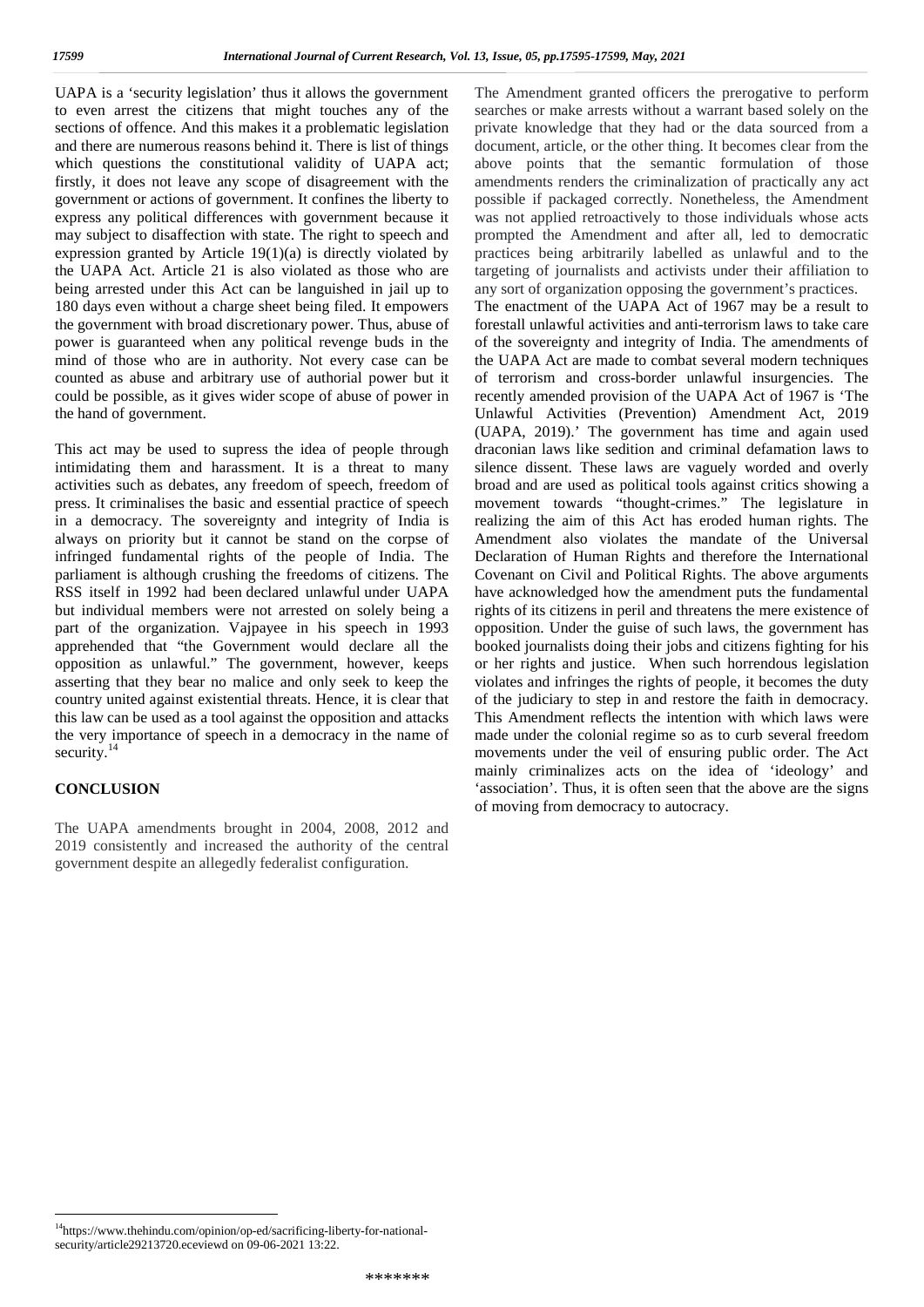UAPA is a 'security legislation' thus it allows the government to even arrest the citizens that might touches any of the sections of offence. And this makes it a problematic legislation and there are numerous reasons behind it. There is list of things which questions the constitutional validity of UAPA act; firstly, it does not leave any scope of disagreement with the government or actions of government. It confines the liberty to express any political differences with government because it may subject to disaffection with state. The right to speech and expression granted by Article 19(1)(a) is directly violated by the UAPA Act. Article 21 is also violated as those who are being arrested under this Act can be languished in jail up to 180 days even without a charge sheet being filed. It empowers the government with broad discretionary power. Thus, abuse of power is guaranteed when any political revenge buds in the mind of those who are in authority. Not every case can be counted as abuse and arbitrary use of authorial power but it could be possible, as it gives wider scope of abuse of power in the hand of government.

This act may be used to supress the idea of people through intimidating them and harassment. It is a threat to many activities such as debates, any freedom of speech, freedom of press. It criminalises the basic and essential practice of speech in a democracy. The sovereignty and integrity of India is always on priority but it cannot be stand on the corpse of infringed fundamental rights of the people of India. The parliament is although crushing the freedoms of citizens. The RSS itself in 1992 had been declared unlawful under UAPA but individual members were not arrested on solely being a part of the organization. Vajpayee in his speech in 1993 apprehended that "the Government would declare all the opposition as unlawful." The government, however, keeps asserting that they bear no malice and only seek to keep the country united against existential threats. Hence, it is clear that this law can be used as a tool against the opposition and attacks the very importance of speech in a democracy in the name of security.[14]

## CONCLUSION

The UAPA amendments brought in 2004, 2008, 2012 and 2019 consistently and increased the authority of the central government despite an allegedly federalist configuration.

The Amendment granted officers the prerogative to perform searches or make arrests without a warrant based solely on the private knowledge that they had or the data sourced from a document, article, or the other thing. It becomes clear from the above points that the semantic formulation of those amendments renders the criminalization of practically any act possible if packaged correctly. Nonetheless, the Amendment was not applied retroactively to those individuals whose acts prompted the Amendment and after all, led to democratic practices being arbitrarily labelled as unlawful and to the targeting of journalists and activists under their affiliation to any sort of organization opposing the government's practices.

The enactment of the UAPA Act of 1967 may be a result to forestall unlawful activities and anti-terrorism laws to take care of the sovereignty and integrity of India. The amendments of the UAPA Act are made to combat several modern techniques of terrorism and cross-border unlawful insurgencies. The recently amended provision of the UAPA Act of 1967 is 'The Unlawful Activities (Prevention) Amendment Act, 2019 (UAPA, 2019).' The government has time and again used draconian laws like sedition and criminal defamation laws to silence dissent. These laws are vaguely worded and overly broad and are used as political tools against critics showing a movement towards "thought-crimes." The legislature in realizing the aim of this Act has eroded human rights. The Amendment also violates the mandate of the Universal Declaration of Human Rights and therefore the International Covenant on Civil and Political Rights. The above arguments have acknowledged how the amendment puts the fundamental rights of its citizens in peril and threatens the mere existence of opposition. Under the guise of such laws, the government has booked journalists doing their jobs and citizens fighting for his or her rights and justice. When such horrendous legislation violates and infringes the rights of people, it becomes the duty of the judiciary to step in and restore the faith in democracy. This Amendment reflects the intention with which laws were made under the colonial regime so as to curb several freedom movements under the veil of ensuring public order. The Act mainly criminalizes acts on the idea of 'ideology' and 'association'. Thus, it is often seen that the above are the signs of moving from democracy to autocracy.

---

[14]https://www.thehindu.com/opinion/op-ed/sacrificing-liberty-for-national-security/article29213720.eceviewd on 09-06-2021 13:22.

*******